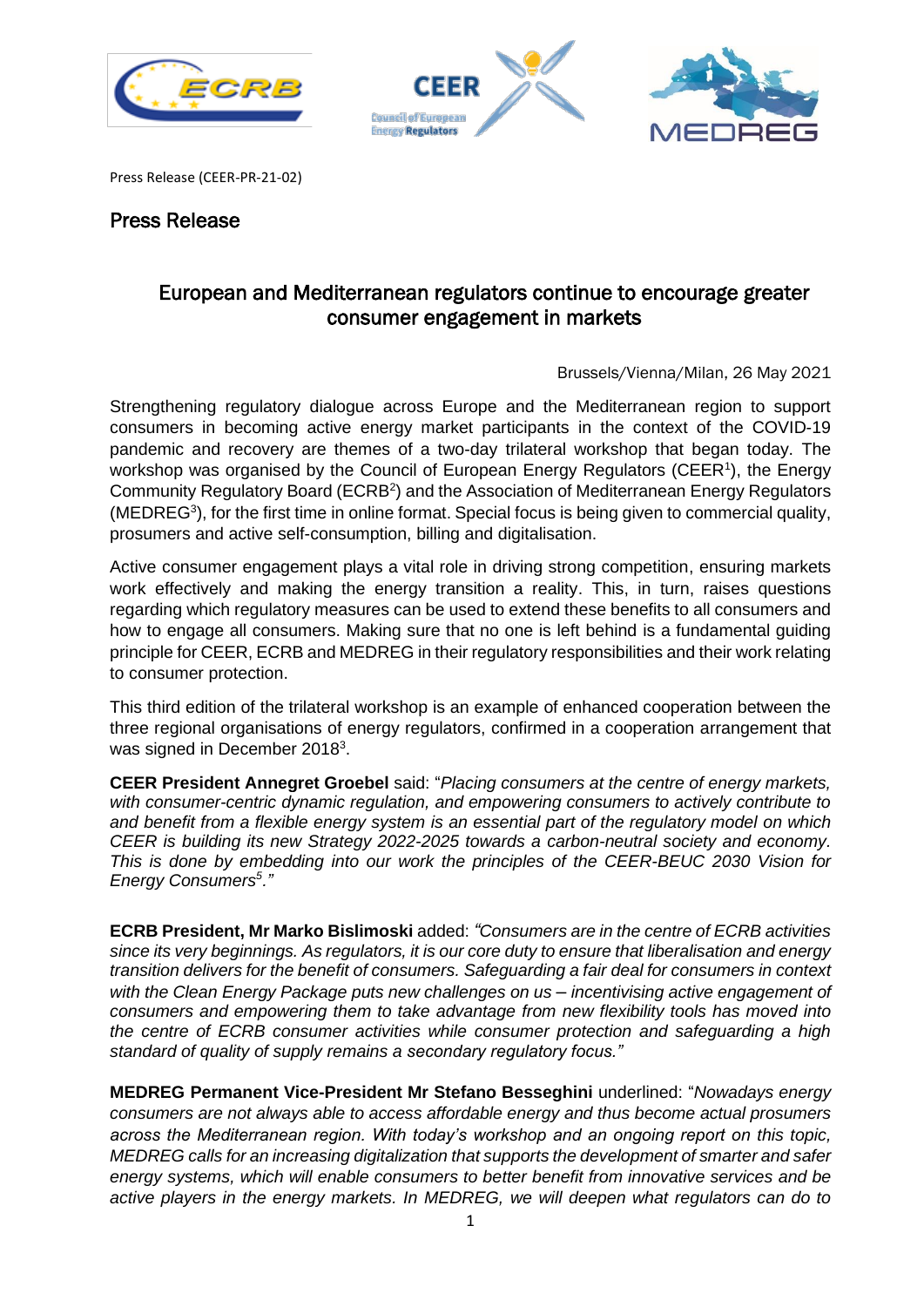Press Release (CEER-PR-21-02)

# Press Release

## European and Mediterranean regulators continue to encourage greater consumer engagement in markets

Brussels/Vienna/Milan, 26 May 2021

Strengthening regulatory dialogue across Europe and the Mediterranean region to support consumers in becoming active energy market participants in the context of the COVID-19 pandemic and recovery are themes of a two-day trilateral workshop that began today. The workshop was organised by the Council of European Energy Regulators (CEER[1]), the Energy Community Regulatory Board (ECRB[2]) and the Association of Mediterranean Energy Regulators (MEDREG[3]), for the first time in online format. Special focus is being given to commercial quality, prosumers and active self-consumption, billing and digitalisation.

Active consumer engagement plays a vital role in driving strong competition, ensuring markets work effectively and making the energy transition a reality. This, in turn, raises questions regarding which regulatory measures can be used to extend these benefits to all consumers and how to engage all consumers. Making sure that no one is left behind is a fundamental guiding principle for CEER, ECRB and MEDREG in their regulatory responsibilities and their work relating to consumer protection.

This third edition of the trilateral workshop is an example of enhanced cooperation between the three regional organisations of energy regulators, confirmed in a cooperation arrangement that was signed in December 2018[3].

**CEER President Annegret Groebel** said: "*Placing consumers at the centre of energy markets, with consumer-centric dynamic regulation, and empowering consumers to actively contribute to and benefit from a flexible energy system is an essential part of the regulatory model on which CEER is building its new Strategy 2022-2025 towards a carbon-neutral society and economy. This is done by embedding into our work the principles of the CEER-BEUC 2030 Vision for Energy Consumers[5].*"

**ECRB President, Mr Marko Bislimoski** added: *"Consumers are in the centre of ECRB activities since its very beginnings. As regulators, it is our core duty to ensure that liberalisation and energy transition delivers for the benefit of consumers. Safeguarding a fair deal for consumers in context with the Clean Energy Package puts new challenges on us – incentivising active engagement of consumers and empowering them to take advantage from new flexibility tools has moved into the centre of ECRB consumer activities while consumer protection and safeguarding a high standard of quality of supply remains a secondary regulatory focus."*

**MEDREG Permanent Vice-President Mr Stefano Besseghini** underlined: "*Nowadays energy consumers are not always able to access affordable energy and thus become actual prosumers across the Mediterranean region. With today's workshop and an ongoing report on this topic, MEDREG calls for an increasing digitalization that supports the development of smarter and safer energy systems, which will enable consumers to better benefit from innovative services and be active players in the energy markets. In MEDREG, we will deepen what regulators can do to*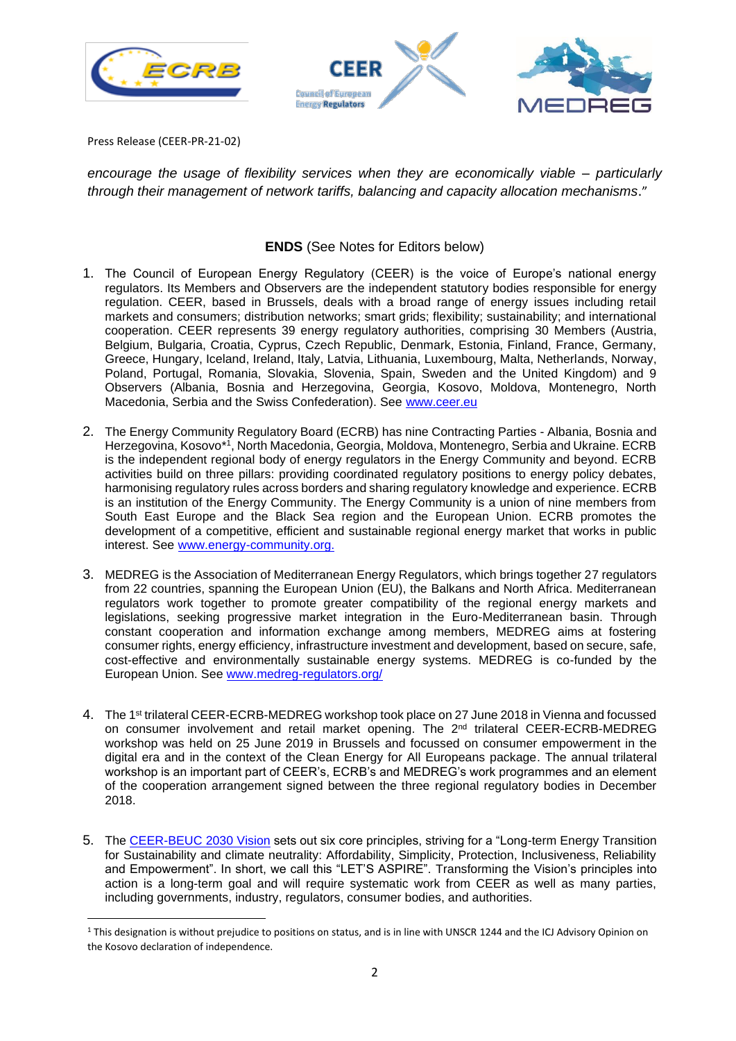Press Release (CEER-PR-21-02)

*encourage the usage of flexibility services when they are economically viable – particularly through their management of network tariffs, balancing and capacity allocation mechanisms."*

**ENDS** (See Notes for Editors below)

1. The Council of European Energy Regulatory (CEER) is the voice of Europe's national energy regulators. Its Members and Observers are the independent statutory bodies responsible for energy regulation. CEER, based in Brussels, deals with a broad range of energy issues including retail markets and consumers; distribution networks; smart grids; flexibility; sustainability; and international cooperation. CEER represents 39 energy regulatory authorities, comprising 30 Members (Austria, Belgium, Bulgaria, Croatia, Cyprus, Czech Republic, Denmark, Estonia, Finland, France, Germany, Greece, Hungary, Iceland, Ireland, Italy, Latvia, Lithuania, Luxembourg, Malta, Netherlands, Norway, Poland, Portugal, Romania, Slovakia, Slovenia, Spain, Sweden and the United Kingdom) and 9 Observers (Albania, Bosnia and Herzegovina, Georgia, Kosovo, Moldova, Montenegro, North Macedonia, Serbia and the Swiss Confederation). See [www.ceer.eu](www.ceer.eu)

2. The Energy Community Regulatory Board (ECRB) has nine Contracting Parties - Albania, Bosnia and Herzegovina, Kosovo*[1], North Macedonia, Georgia, Moldova, Montenegro, Serbia and Ukraine. ECRB is the independent regional body of energy regulators in the Energy Community and beyond. ECRB activities build on three pillars: providing coordinated regulatory positions to energy policy debates, harmonising regulatory rules across borders and sharing regulatory knowledge and experience. ECRB is an institution of the Energy Community. The Energy Community is a union of nine members from South East Europe and the Black Sea region and the European Union. ECRB promotes the development of a competitive, efficient and sustainable regional energy market that works in public interest. See [www.energy-community.org.](www.energy-community.org)

3. MEDREG is the Association of Mediterranean Energy Regulators, which brings together 27 regulators from 22 countries, spanning the European Union (EU), the Balkans and North Africa. Mediterranean regulators work together to promote greater compatibility of the regional energy markets and legislations, seeking progressive market integration in the Euro-Mediterranean basin. Through constant cooperation and information exchange among members, MEDREG aims at fostering consumer rights, energy efficiency, infrastructure investment and development, based on secure, safe, cost-effective and environmentally sustainable energy systems. MEDREG is co-funded by the European Union. See [www.medreg-regulators.org/](www.medreg-regulators.org/)

4. The 1st trilateral CEER-ECRB-MEDREG workshop took place on 27 June 2018 in Vienna and focussed on consumer involvement and retail market opening. The 2nd trilateral CEER-ECRB-MEDREG workshop was held on 25 June 2019 in Brussels and focussed on consumer empowerment in the digital era and in the context of the Clean Energy for All Europeans package. The annual trilateral workshop is an important part of CEER's, ECRB's and MEDREG's work programmes and an element of the cooperation arrangement signed between the three regional regulatory bodies in December 2018.

5. The CEER-BEUC 2030 Vision sets out six core principles, striving for a "Long-term Energy Transition for Sustainability and climate neutrality: Affordability, Simplicity, Protection, Inclusiveness, Reliability and Empowerment". In short, we call this "LET'S ASPIRE". Transforming the Vision's principles into action is a long-term goal and will require systematic work from CEER as well as many parties, including governments, industry, regulators, consumer bodies, and authorities.

---

[1] This designation is without prejudice to positions on status, and is in line with UNSCR 1244 and the ICJ Advisory Opinion on the Kosovo declaration of independence.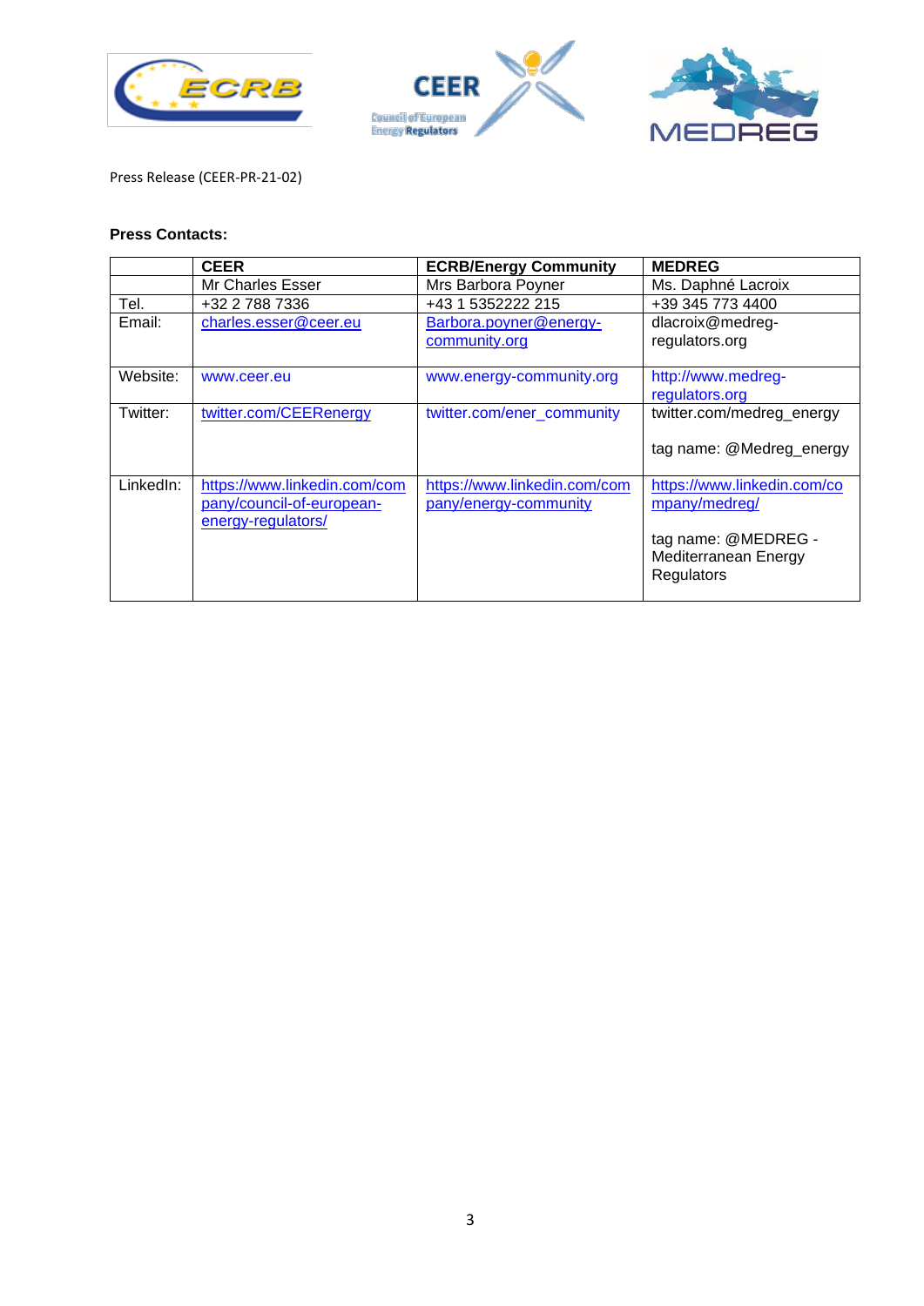Press Release (CEER-PR-21-02)

**Press Contacts:**

| | CEER | ECRB/Energy Community | MEDREG |
|---|---|---|---|
| | Mr Charles Esser | Mrs Barbora Poyner | Ms. Daphné Lacroix |
| Tel. | +32 2 788 7336 | +43 1 5352222 215 | +39 345 773 4400 |
| Email: | charles.esser@ceer.eu | Barbora.poyner@energy-community.org | dlacroix@medreg-regulators.org |
| Website: | www.ceer.eu | www.energy-community.org | http://www.medreg-regulators.org |
| Twitter: | twitter.com/CEERenergy | twitter.com/ener_community | twitter.com/medreg_energy<br><br>tag name: @Medreg_energy |
| LinkedIn: | https://www.linkedin.com/company/council-of-european-energy-regulators/ | https://www.linkedin.com/company/energy-community | https://www.linkedin.com/company/medreg/<br><br>tag name: @MEDREG - Mediterranean Energy Regulators |